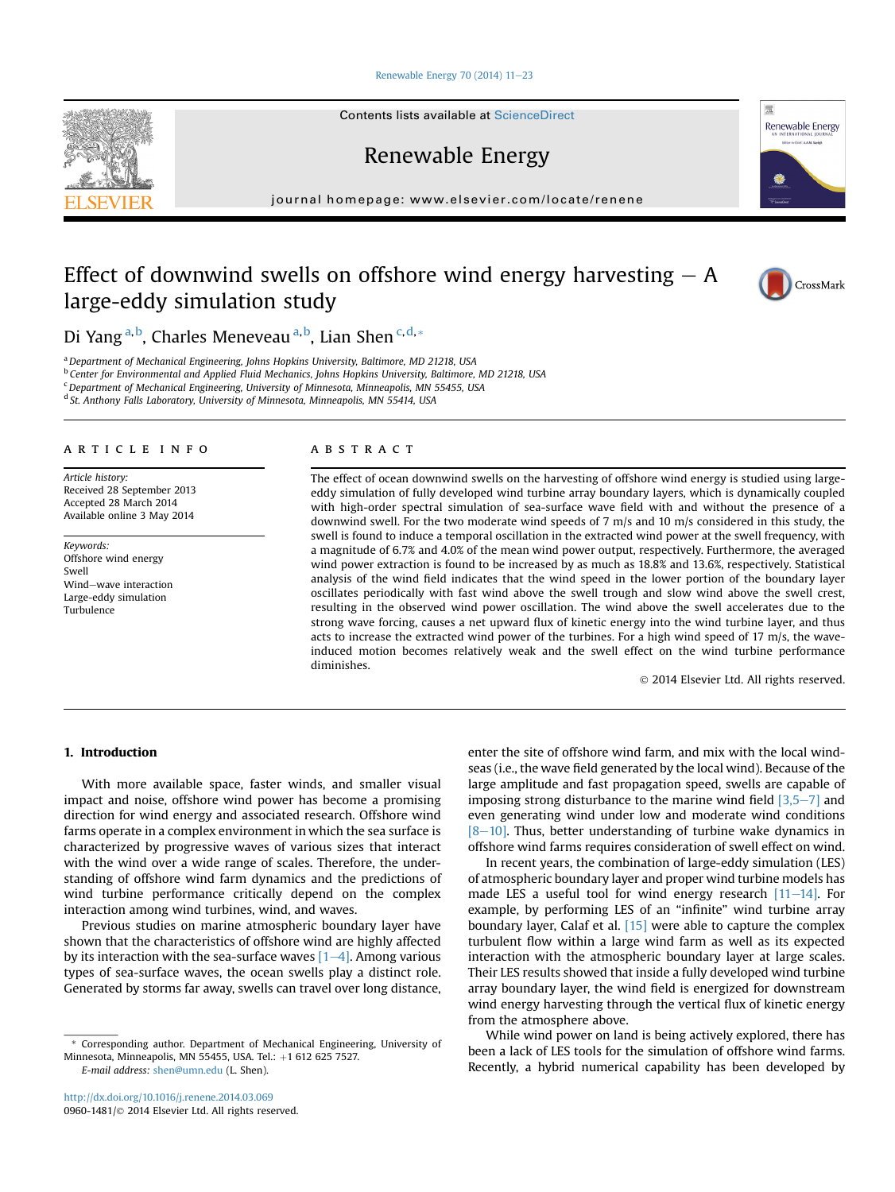# Effect of downwind swells on offshore wind energy harvesting – A large-eddy simulation study

Di Yang [a,b], Charles Meneveau [a,b], Lian Shen [c,d,*]

[a] Department of Mechanical Engineering, Johns Hopkins University, Baltimore, MD 21218, USA
[b] Center for Environmental and Applied Fluid Mechanics, Johns Hopkins University, Baltimore, MD 21218, USA
[c] Department of Mechanical Engineering, University of Minnesota, Minneapolis, MN 55455, USA
[d] St. Anthony Falls Laboratory, University of Minnesota, Minneapolis, MN 55414, USA

## ARTICLE INFO

*Article history:*
Received 28 September 2013
Accepted 28 March 2014
Available online 3 May 2014

*Keywords:*
Offshore wind energy
Swell
Wind–wave interaction
Large-eddy simulation
Turbulence

## ABSTRACT

The effect of ocean downwind swells on the harvesting of offshore wind energy is studied using large-eddy simulation of fully developed wind turbine array boundary layers, which is dynamically coupled with high-order spectral simulation of sea-surface wave field with and without the presence of a downwind swell. For the two moderate wind speeds of 7 m/s and 10 m/s considered in this study, the swell is found to induce a temporal oscillation in the extracted wind power at the swell frequency, with a magnitude of 6.7% and 4.0% of the mean wind power output, respectively. Furthermore, the averaged wind power extraction is found to be increased by as much as 18.8% and 13.6%, respectively. Statistical analysis of the wind field indicates that the wind speed in the lower portion of the boundary layer oscillates periodically with fast wind above the swell trough and slow wind above the swell crest, resulting in the observed wind power oscillation. The wind above the swell accelerates due to the strong wave forcing, causes a net upward flux of kinetic energy into the wind turbine layer, and thus acts to increase the extracted wind power of the turbines. For a high wind speed of 17 m/s, the wave-induced motion becomes relatively weak and the swell effect on the wind turbine performance diminishes.

© 2014 Elsevier Ltd. All rights reserved.

## 1. Introduction

With more available space, faster winds, and smaller visual impact and noise, offshore wind power has become a promising direction for wind energy and associated research. Offshore wind farms operate in a complex environment in which the sea surface is characterized by progressive waves of various sizes that interact with the wind over a wide range of scales. Therefore, the understanding of offshore wind farm dynamics and the predictions of wind turbine performance critically depend on the complex interaction among wind turbines, wind, and waves.

Previous studies on marine atmospheric boundary layer have shown that the characteristics of offshore wind are highly affected by its interaction with the sea-surface waves [1–4]. Among various types of sea-surface waves, the ocean swells play a distinct role. Generated by storms far away, swells can travel over long distance, enter the site of offshore wind farm, and mix with the local wind-seas (i.e., the wave field generated by the local wind). Because of the large amplitude and fast propagation speed, swells are capable of imposing strong disturbance to the marine wind field [3,5–7] and even generating wind under low and moderate wind conditions [8–10]. Thus, better understanding of turbine wake dynamics in offshore wind farms requires consideration of swell effect on wind.

In recent years, the combination of large-eddy simulation (LES) of atmospheric boundary layer and proper wind turbine models has made LES a useful tool for wind energy research [11–14]. For example, by performing LES of an "infinite" wind turbine array boundary layer, Calaf et al. [15] were able to capture the complex turbulent flow within a large wind farm as well as its expected interaction with the atmospheric boundary layer at large scales. Their LES results showed that inside a fully developed wind turbine array boundary layer, the wind field is energized for downstream wind energy harvesting through the vertical flux of kinetic energy from the atmosphere above.

While wind power on land is being actively explored, there has been a lack of LES tools for the simulation of offshore wind farms. Recently, a hybrid numerical capability has been developed by

\* Corresponding author. Department of Mechanical Engineering, University of Minnesota, Minneapolis, MN 55455, USA. Tel.: +1 612 625 7527.
E-mail address: shen@umn.edu (L. Shen).

http://dx.doi.org/10.1016/j.renene.2014.03.069
0960-1481/© 2014 Elsevier Ltd. All rights reserved.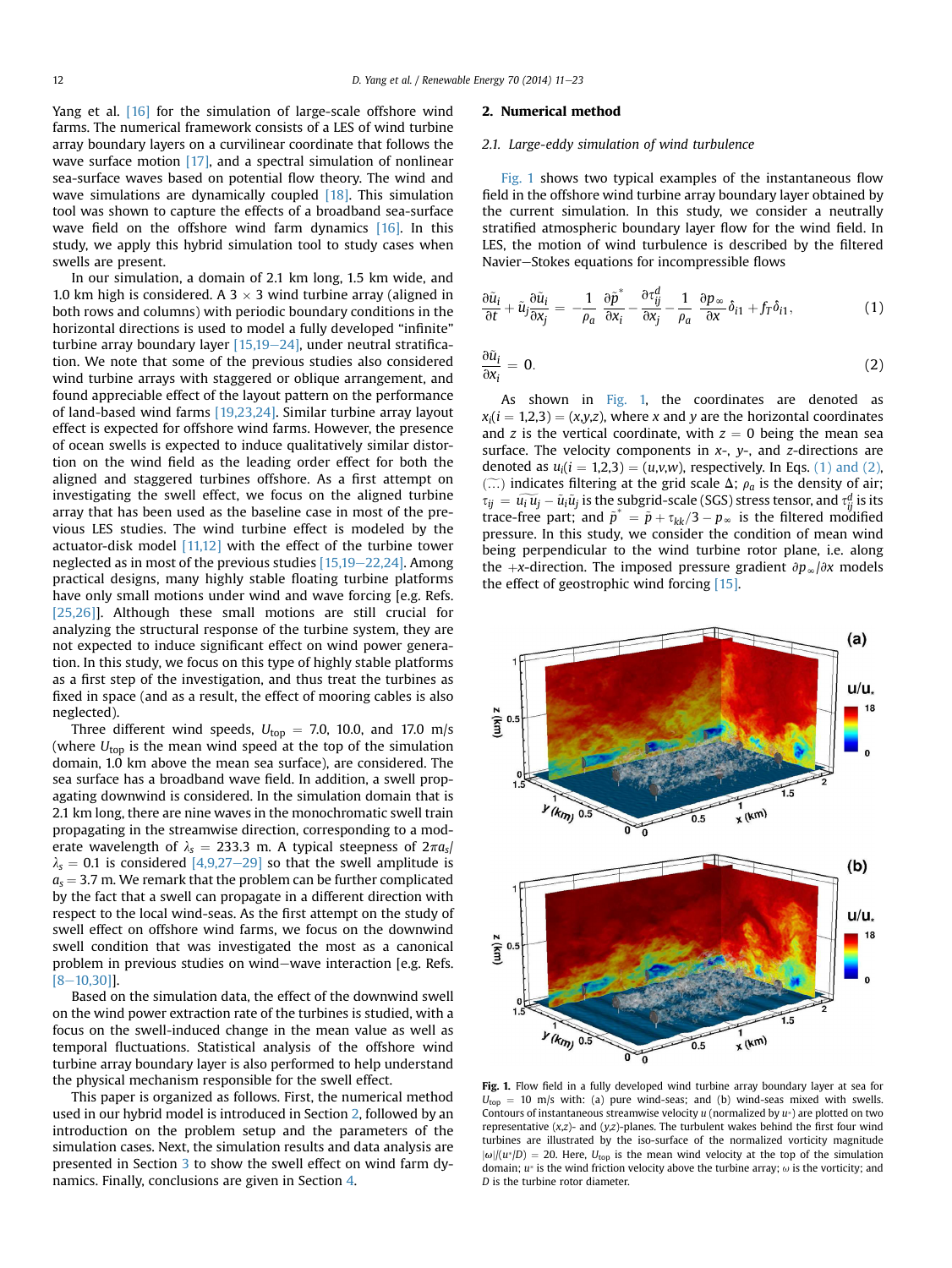Yang et al. [16] for the simulation of large-scale offshore wind farms. The numerical framework consists of a LES of wind turbine array boundary layers on a curvilinear coordinate that follows the wave surface motion [17], and a spectral simulation of nonlinear sea-surface waves based on potential flow theory. The wind and wave simulations are dynamically coupled [18]. This simulation tool was shown to capture the effects of a broadband sea-surface wave field on the offshore wind farm dynamics [16]. In this study, we apply this hybrid simulation tool to study cases when swells are present.

In our simulation, a domain of 2.1 km long, 1.5 km wide, and 1.0 km high is considered. A 3 × 3 wind turbine array (aligned in both rows and columns) with periodic boundary conditions in the horizontal directions is used to model a fully developed "infinite" turbine array boundary layer [15,19–24], under neutral stratification. We note that some of the previous studies also considered wind turbine arrays with staggered or oblique arrangement, and found appreciable effect of the layout pattern on the performance of land-based wind farms [19,23,24]. Similar turbine array layout effect is expected for offshore wind farms. However, the presence of ocean swells is expected to induce qualitatively similar distortion on the wind field as the leading order effect for both the aligned and staggered turbines offshore. As a first attempt on investigating the swell effect, we focus on the aligned turbine array that has been used as the baseline case in most of the previous LES studies. The wind turbine effect is modeled by the actuator-disk model [11,12] with the effect of the turbine tower neglected as in most of the previous studies [15,19–22,24]. Among practical designs, many highly stable floating turbine platforms have only small motions under wind and wave forcing [e.g. Refs. [25,26]]. Although these small motions are still crucial for analyzing the structural response of the turbine system, they are not expected to induce significant effect on wind power generation. In this study, we focus on this type of highly stable platforms as a first step of the investigation, and thus treat the turbines as fixed in space (and as a result, the effect of mooring cables is also neglected).

Three different wind speeds, $U_{top}$ = 7.0, 10.0, and 17.0 m/s (where $U_{top}$ is the mean wind speed at the top of the simulation domain, 1.0 km above the mean sea surface), are considered. The sea surface has a broadband wave field. In addition, a swell propagating downwind is considered. In the simulation domain that is 2.1 km long, there are nine waves in the monochromatic swell train propagating in the streamwise direction, corresponding to a moderate wavelength of $\lambda_s$ = 233.3 m. A typical steepness of $2\pi a_s/\lambda_s = 0.1$ is considered [4,9,27–29] so that the swell amplitude is $a_s$ = 3.7 m. We remark that the problem can be further complicated by the fact that a swell can propagate in a different direction with respect to the local wind-seas. As the first attempt on the study of swell effect on offshore wind farms, we focus on the downwind swell condition that was investigated the most as a canonical problem in previous studies on wind–wave interaction [e.g. Refs. [8–10,30]].

Based on the simulation data, the effect of the downwind swell on the wind power extraction rate of the turbines is studied, with a focus on the swell-induced change in the mean value as well as temporal fluctuations. Statistical analysis of the offshore wind turbine array boundary layer is also performed to help understand the physical mechanism responsible for the swell effect.

This paper is organized as follows. First, the numerical method used in our hybrid model is introduced in Section 2, followed by an introduction on the problem setup and the parameters of the simulation cases. Next, the simulation results and data analysis are presented in Section 3 to show the swell effect on wind farm dynamics. Finally, conclusions are given in Section 4.

## 2. Numerical method

### 2.1. Large-eddy simulation of wind turbulence

Fig. 1 shows two typical examples of the instantaneous flow field in the offshore wind turbine array boundary layer obtained by the current simulation. In this study, we consider a neutrally stratified atmospheric boundary layer flow for the wind field. In LES, the motion of wind turbulence is described by the filtered Navier–Stokes equations for incompressible flows

$$\frac{\partial \tilde{u}_i}{\partial t} + \tilde{u}_j \frac{\partial \tilde{u}_i}{\partial x_j} = -\frac{1}{\rho_a}\frac{\partial \tilde{p}^*}{\partial x_i} - \frac{\partial \tau_{ij}^d}{\partial x_j} - \frac{1}{\rho_a}\frac{\partial p_\infty}{\partial x}\delta_{i1} + f_T \delta_{i1}, \tag{1}$$

$$\frac{\partial \tilde{u}_i}{\partial x_i} = 0. \tag{2}$$

As shown in Fig. 1, the coordinates are denoted as $x_i(i = 1,2,3) = (x,y,z)$, where $x$ and $y$ are the horizontal coordinates and $z$ is the vertical coordinate, with $z = 0$ being the mean sea surface. The velocity components in $x$-, $y$-, and $z$-directions are denoted as $u_i(i = 1,2,3) = (u,v,w)$, respectively. In Eqs. (1) and (2), $\widetilde{(\ldots)}$ indicates filtering at the grid scale $\Delta$; $\rho_a$ is the density of air; $\tau_{ij} = \widetilde{u_i u_j} - \tilde{u}_i\tilde{u}_j$ is the subgrid-scale (SGS) stress tensor, and $\tau_{ij}^d$ is its trace-free part; and $\tilde{p}^* = \tilde{p} + \tau_{kk}/3 - p_\infty$ is the filtered modified pressure. In this study, we consider the condition of mean wind being perpendicular to the wind turbine rotor plane, i.e. along the $+x$-direction. The imposed pressure gradient $\partial p_\infty/\partial x$ models the effect of geostrophic wind forcing [15].

**Fig. 1.** Flow field in a fully developed wind turbine array boundary layer at sea for $U_{top}$ = 10 m/s with: (a) pure wind-seas; and (b) wind-seas mixed with swells. Contours of instantaneous streamwise velocity $u$ (normalized by $u_*$) are plotted on two representative $(x,z)$- and $(y,z)$-planes. The turbulent wakes behind the first four wind turbines are illustrated by the iso-surface of the normalized vorticity magnitude $|\omega|/(u_*/D) = 20$. Here, $U_{top}$ is the mean wind velocity at the top of the simulation domain; $u_*$ is the wind friction velocity above the turbine array; $\omega$ is the vorticity; and $D$ is the turbine rotor diameter.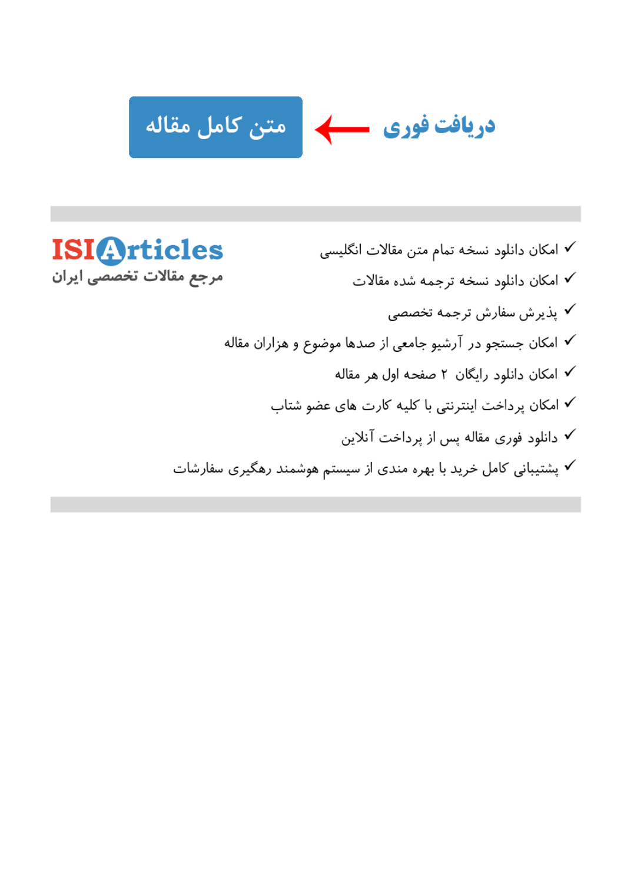دریافت فوری ← متن کامل مقاله

**ISIArticles**
مرجع مقالات تخصصی ایران

- ✓ امکان دانلود نسخه تمام متن مقالات انگلیسی
- ✓ امکان دانلود نسخه ترجمه شده مقالات
- ✓ پذیرش سفارش ترجمه تخصصی
- ✓ امکان جستجو در آرشیو جامعی از صدها موضوع و هزاران مقاله
- ✓ امکان دانلود رایگان ۲ صفحه اول هر مقاله
- ✓ امکان پرداخت اینترنتی با کلیه کارت های عضو شتاب
- ✓ دانلود فوری مقاله پس از پرداخت آنلاین
- ✓ پشتیبانی کامل خرید با بهره مندی از سیستم هوشمند رهگیری سفارشات